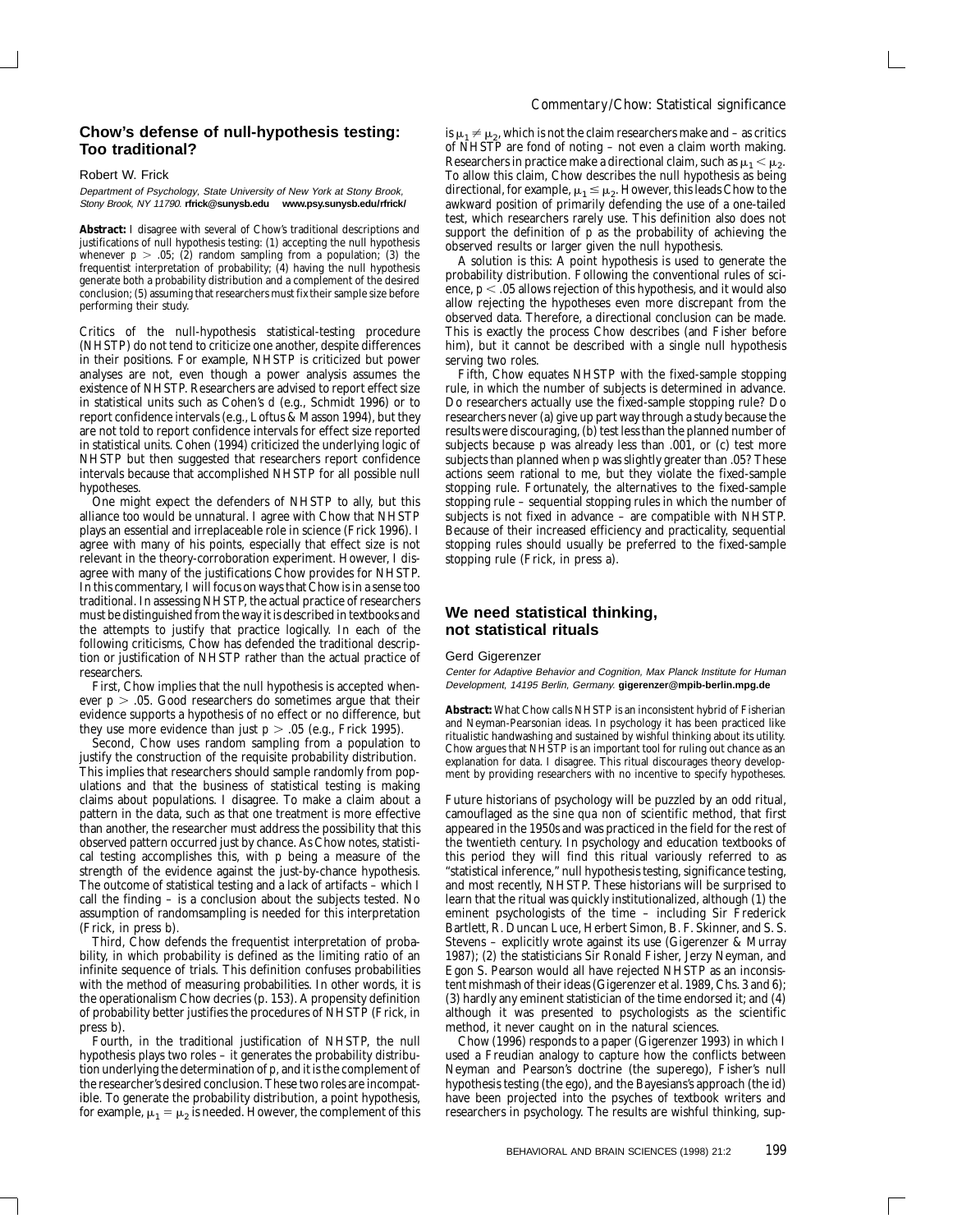## Chow's defense of null-hypothesis testing: Too traditional?

Robert W. Frick

*Department of Psychology, State University of New York at Stony Brook, Stony Brook, NY 11790.* **rfrick@sunysb.edu www.psy.sunysb.edu/rfrick/**

**Abstract:** I disagree with several of Chow's traditional descriptions and justifications of null hypothesis testing: (1) accepting the null hypothesis whenever $p > .05$; (2) random sampling from a population; (3) the frequentist interpretation of probability; (4) having the null hypothesis generate both a probability distribution and a complement of the desired conclusion; (5) assuming that researchers must fix their sample size before performing their study.

Critics of the null-hypothesis statistical-testing procedure (NHSTP) do not tend to criticize one another, despite differences in their positions. For example, NHSTP is criticized but power analyses are not, even though a power analysis assumes the existence of NHSTP. Researchers are advised to report effect size in statistical units such as Cohen's *d* (e.g., Schmidt 1996) or to report confidence intervals (e.g., Loftus & Masson 1994), but they are not told to report confidence intervals for effect size reported in statistical units. Cohen (1994) criticized the underlying logic of NHSTP but then suggested that researchers report confidence intervals because that accomplished NHSTP for all possible null hypotheses.

One might expect the defenders of NHSTP to ally, but this alliance too would be unnatural. I agree with Chow that NHSTP plays an essential and irreplaceable role in science (Frick 1996). I agree with many of his points, especially that effect size is not relevant in the theory-corroboration experiment. However, I disagree with many of the justifications Chow provides for NHSTP. In this commentary, I will focus on ways that Chow is in a sense too traditional. In assessing NHSTP, the actual practice of researchers must be distinguished from the way it is described in textbooks and the attempts to justify that practice logically. In each of the following criticisms, Chow has defended the traditional description or justification of NHSTP rather than the actual practice of researchers.

First, Chow implies that the null hypothesis is accepted whenever $p > .05$. Good researchers do sometimes argue that their evidence supports a hypothesis of no effect or no difference, but they use more evidence than just $p > .05$ (e.g., Frick 1995).

Second, Chow uses random sampling from a population to justify the construction of the requisite probability distribution. This implies that researchers should sample randomly from populations and that the business of statistical testing is making claims about populations. I disagree. To make a claim about a pattern in the data, such as that one treatment is more effective than another, the researcher must address the possibility that this observed pattern occurred just by chance. As Chow notes, statistical testing accomplishes this, with *p* being a measure of the strength of the evidence against the just-by-chance hypothesis. The outcome of statistical testing and a lack of artifacts – which I call the finding – is a conclusion about the subjects tested. No assumption of randomsampling is needed for this interpretation (Frick, in press b).

Third, Chow defends the frequentist interpretation of probability, in which probability is defined as the limiting ratio of an infinite sequence of trials. This definition confuses probabilities with the method of measuring probabilities. In other words, it is the operationalism Chow decries (p. 153). A propensity definition of probability better justifies the procedures of NHSTP (Frick, in press b).

Fourth, in the traditional justification of NHSTP, the null hypothesis plays two roles – it generates the probability distribution underlying the determination of *p*, and it is the complement of the researcher's desired conclusion. These two roles are incompatible. To generate the probability distribution, a point hypothesis, for example, $\mu_1 = \mu_2$ is needed. However, the complement of this is $\mu_1 \neq \mu_2$, which is not the claim researchers make and – as critics of NHSTP are fond of noting – not even a claim worth making. Researchers in practice make a directional claim, such as $\mu_1 < \mu_2$. To allow this claim, Chow describes the null hypothesis as being directional, for example, $\mu_1 \leq \mu_2$. However, this leads Chow to the awkward position of primarily defending the use of a one-tailed test, which researchers rarely use. This definition also does not support the definition of *p* as the probability of achieving the observed results or larger given the null hypothesis.

A solution is this: A point hypothesis is used to generate the probability distribution. Following the conventional rules of science, $p < .05$ allows rejection of this hypothesis, and it would also allow rejecting the hypotheses even more discrepant from the observed data. Therefore, a directional conclusion can be made. This is exactly the process Chow describes (and Fisher before him), but it cannot be described with a single null hypothesis serving two roles.

Fifth, Chow equates NHSTP with the fixed-sample stopping rule, in which the number of subjects is determined in advance. Do researchers actually use the fixed-sample stopping rule? Do researchers never (a) give up part way through a study because the results were discouraging, (b) test less than the planned number of subjects because *p* was already less than .001, or (c) test more subjects than planned when *p* was slightly greater than .05? These actions seem rational to me, but they violate the fixed-sample stopping rule. Fortunately, the alternatives to the fixed-sample stopping rule – sequential stopping rules in which the number of subjects is not fixed in advance – are compatible with NHSTP. Because of their increased efficiency and practicality, sequential stopping rules should usually be preferred to the fixed-sample stopping rule (Frick, in press a).

## We need statistical thinking, not statistical rituals

Gerd Gigerenzer

*Center for Adaptive Behavior and Cognition, Max Planck Institute for Human Development, 14195 Berlin, Germany.* **gigerenzer@mpib-berlin.mpg.de**

**Abstract:** What Chow calls NHSTP is an inconsistent hybrid of Fisherian and Neyman-Pearsonian ideas. In psychology it has been practiced like ritualistic handwashing and sustained by wishful thinking about its utility. Chow argues that NHSTP is an important tool for ruling out chance as an explanation for data. I disagree. This ritual discourages theory development by providing researchers with no incentive to specify hypotheses.

Future historians of psychology will be puzzled by an odd ritual, camouflaged as the *sine qua non* of scientific method, that first appeared in the 1950s and was practiced in the field for the rest of the twentieth century. In psychology and education textbooks of this period they will find this ritual variously referred to as "statistical inference," null hypothesis testing, significance testing, and most recently, NHSTP. These historians will be surprised to learn that the ritual was quickly institutionalized, although (1) the eminent psychologists of the time – including Sir Frederick Bartlett, R. Duncan Luce, Herbert Simon, B. F. Skinner, and S. S. Stevens – explicitly wrote against its use (Gigerenzer & Murray 1987); (2) the statisticians Sir Ronald Fisher, Jerzy Neyman, and Egon S. Pearson would all have rejected NHSTP as an inconsistent mishmash of their ideas (Gigerenzer et al. 1989, Chs. 3 and 6); (3) hardly any eminent statistician of the time endorsed it; and (4) although it was presented to psychologists as the scientific method, it never caught on in the natural sciences.

Chow (1996) responds to a paper (Gigerenzer 1993) in which I used a Freudian analogy to capture how the conflicts between Neyman and Pearson's doctrine (the superego), Fisher's null hypothesis testing (the ego), and the Bayesians's approach (the id) have been projected into the psyches of textbook writers and researchers in psychology. The results are wishful thinking, sup-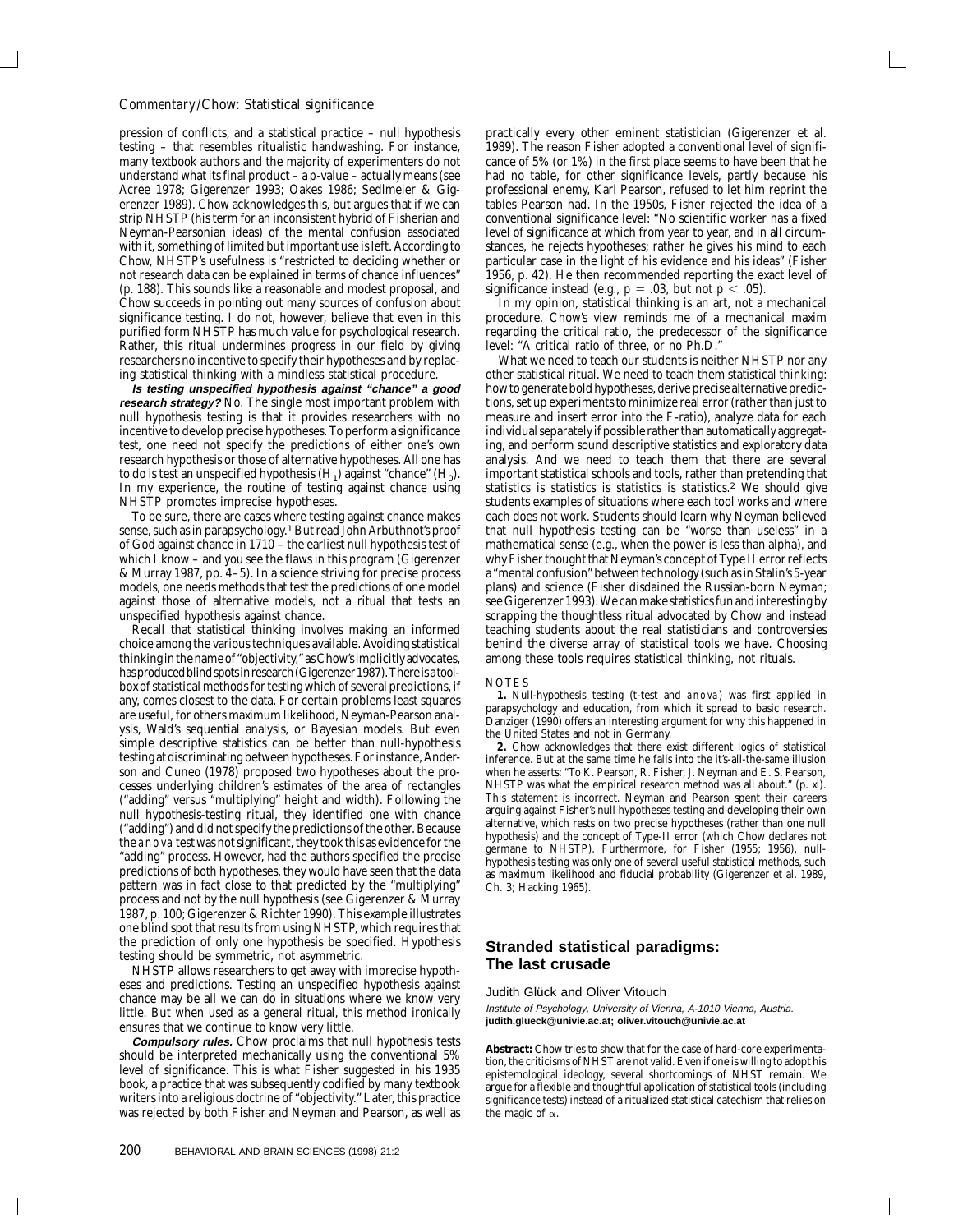pression of conflicts, and a statistical practice – null hypothesis testing – that resembles ritualistic handwashing. For instance, many textbook authors and the majority of experimenters do not understand what its final product – a *p*-value – actually means (see Acree 1978; Gigerenzer 1993; Oakes 1986; Sedlmeier & Gigerenzer 1989). Chow acknowledges this, but argues that if we can strip NHSTP (his term for an inconsistent hybrid of Fisherian and Neyman-Pearsonian ideas) of the mental confusion associated with it, something of limited but important use is left. According to Chow, NHSTP's usefulness is "restricted to deciding whether or not research data can be explained in terms of chance influences" (p. 188). This sounds like a reasonable and modest proposal, and Chow succeeds in pointing out many sources of confusion about significance testing. I do not, however, believe that even in this purified form NHSTP has much value for psychological research. Rather, this ritual undermines progress in our field by giving researchers no incentive to specify their hypotheses and by replacing statistical thinking with a mindless statistical procedure.

***Is testing unspecified hypothesis against "chance" a good research strategy?*** No. The single most important problem with null hypothesis testing is that it provides researchers with no incentive to develop precise hypotheses. To perform a significance test, one need not specify the predictions of either one's own research hypothesis or those of alternative hypotheses. All one has to do is test an unspecified hypothesis ($H_1$) against "chance" ($H_0$). In my experience, the routine of testing against chance using NHSTP promotes imprecise hypotheses.

To be sure, there are cases where testing against chance makes sense, such as in parapsychology.[1] But read John Arbuthnot's proof of God against chance in 1710 – the earliest null hypothesis test of which I know – and you see the flaws in this program (Gigerenzer & Murray 1987, pp. 4–5). In a science striving for precise process models, one needs methods that test the predictions of one model against those of alternative models, not a ritual that tests an unspecified hypothesis against chance.

Recall that statistical thinking involves making an informed choice among the various techniques available. Avoiding statistical thinking in the name of "objectivity," as Chow's implicitly advocates, has produced blind spots in research (Gigerenzer 1987). There is a toolbox of statistical methods for testing which of several predictions, if any, comes closest to the data. For certain problems least squares are useful, for others maximum likelihood, Neyman-Pearson analysis, Wald's sequential analysis, or Bayesian models. But even simple descriptive statistics can be better than null-hypothesis testing at discriminating between hypotheses. For instance, Anderson and Cuneo (1978) proposed two hypotheses about the processes underlying children's estimates of the area of rectangles ("adding" versus "multiplying" height and width). Following the null hypothesis-testing ritual, they identified one with chance ("adding") and did not specify the predictions of the other. Because the anova test was not significant, they took this as evidence for the "adding" process. However, had the authors specified the precise predictions of *both* hypotheses, they would have seen that the data pattern was in fact close to that predicted by the "multiplying" process and not by the null hypothesis (see Gigerenzer & Murray 1987, p. 100; Gigerenzer & Richter 1990). This example illustrates one blind spot that results from using NHSTP, which requires that the prediction of only one hypothesis be specified. Hypothesis testing should be symmetric, not asymmetric.

NHSTP allows researchers to get away with imprecise hypotheses and predictions. Testing an unspecified hypothesis against chance may be all we can do in situations where we know very little. But when used as a general ritual, this method ironically ensures that we continue to know very little.

***Compulsory rules.*** Chow proclaims that null hypothesis tests should be interpreted mechanically using the conventional 5% level of significance. This is what Fisher suggested in his 1935 book, a practice that was subsequently codified by many textbook writers into a religious doctrine of "objectivity." Later, this practice was rejected by both Fisher and Neyman and Pearson, as well as practically every other eminent statistician (Gigerenzer et al. 1989). The reason Fisher adopted a conventional level of significance of 5% (or 1%) in the first place seems to have been that he had no table, for other significance levels, partly because his professional enemy, Karl Pearson, refused to let him reprint the tables Pearson had. In the 1950s, Fisher rejected the idea of a conventional significance level: "No scientific worker has a fixed level of significance at which from year to year, and in all circumstances, he rejects hypotheses; rather he gives his mind to each particular case in the light of his evidence and his ideas" (Fisher 1956, p. 42). He then recommended reporting the exact level of significance instead (e.g., $p = .03$, but not $p < .05$).

In my opinion, statistical thinking is an art, not a mechanical procedure. Chow's view reminds me of a mechanical maxim regarding the critical ratio, the predecessor of the significance level: "A critical ratio of three, or no Ph.D."

What we need to teach our students is neither NHSTP nor any other statistical ritual. We need to teach them statistical *thinking*: how to generate bold hypotheses, derive precise alternative predictions, set up experiments to minimize real error (rather than just to measure and insert error into the F-ratio), analyze data for each individual separately if possible rather than automatically aggregating, and perform sound descriptive statistics and exploratory data analysis. And we need to teach them that there are several important statistical schools and tools, rather than pretending that statistics is statistics is statistics is statistics.[2] We should give students examples of situations where each tool works and where each does not work. Students should learn why Neyman believed that null hypothesis testing can be "worse than useless" in a mathematical sense (e.g., when the power is less than alpha), and why Fisher thought that Neyman's concept of Type II error reflects a "mental confusion" between technology (such as in Stalin's 5-year plans) and science (Fisher disdained the Russian-born Neyman; see Gigerenzer 1993). We can make statistics fun and interesting by scrapping the thoughtless ritual advocated by Chow and instead teaching students about the real statisticians and controversies behind the diverse array of statistical tools we have. Choosing among these tools requires statistical thinking, not rituals.

NOTES

**1.** Null-hypothesis testing (t-test and anova) was first applied in parapsychology and education, from which it spread to basic research. Danziger (1990) offers an interesting argument for why this happened in the United States and not in Germany.

**2.** Chow acknowledges that there exist different logics of statistical inference. But at the same time he falls into the it's-all-the-same illusion when he asserts: "To K. Pearson, R. Fisher, J. Neyman and E. S. Pearson, NHSTP was what the empirical research method was all about." (p. xi). This statement is incorrect. Neyman and Pearson spent their careers arguing against Fisher's null hypotheses testing and developing their own alternative, which rests on two precise hypotheses (rather than one null hypothesis) and the concept of Type-II error (which Chow declares not germane to NHSTP). Furthermore, for Fisher (1955; 1956), null-hypothesis testing was only one of several useful statistical methods, such as maximum likelihood and fiducial probability (Gigerenzer et al. 1989, Ch. 3; Hacking 1965).

## Stranded statistical paradigms: The last crusade

Judith Glück and Oliver Vitouch

*Institute of Psychology, University of Vienna, A-1010 Vienna, Austria.*
**judith.glueck@univie.ac.at; oliver.vitouch@univie.ac.at**

**Abstract:** Chow tries to show that for the case of hard-core experimentation, the criticisms of NHST are not valid. Even if one is willing to adopt his epistemological ideology, several shortcomings of NHST remain. We argue for a flexible and thoughtful application of statistical tools (including significance tests) instead of a ritualized statistical catechism that relies on the magic of $\alpha$.